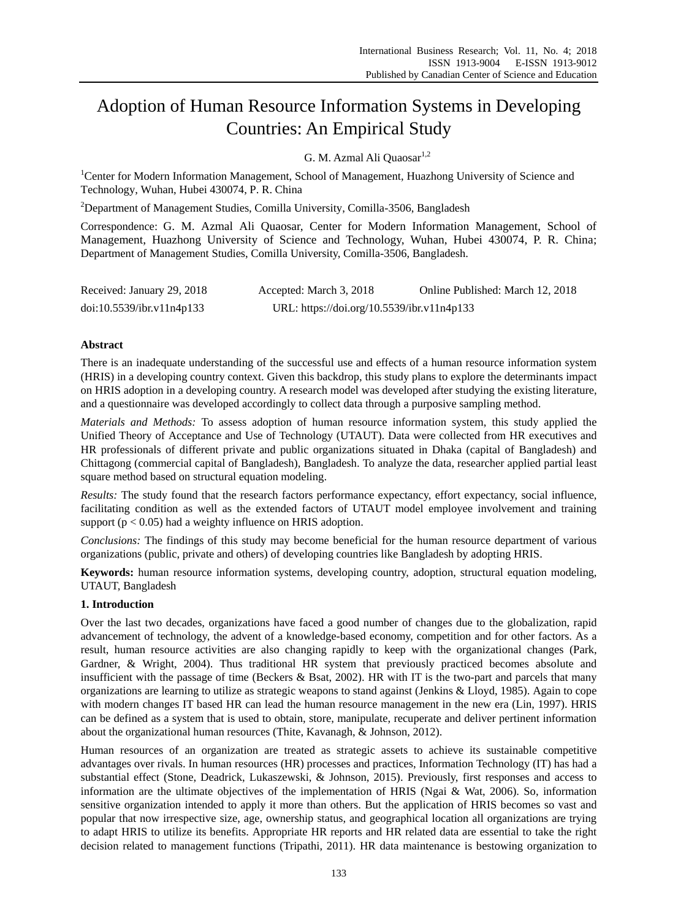# Adoption of Human Resource Information Systems in Developing Countries: An Empirical Study

G. M. Azmal Ali Quaosar[1,2]

[1]Center for Modern Information Management, School of Management, Huazhong University of Science and Technology, Wuhan, Hubei 430074, P. R. China

[2]Department of Management Studies, Comilla University, Comilla-3506, Bangladesh

Correspondence: G. M. Azmal Ali Quaosar, Center for Modern Information Management, School of Management, Huazhong University of Science and Technology, Wuhan, Hubei 430074, P. R. China; Department of Management Studies, Comilla University, Comilla-3506, Bangladesh.

Received: January 29, 2018 Accepted: March 3, 2018 Online Published: March 12, 2018

doi:10.5539/ibr.v11n4p133 URL: https://doi.org/10.5539/ibr.v11n4p133

**Abstract**

There is an inadequate understanding of the successful use and effects of a human resource information system (HRIS) in a developing country context. Given this backdrop, this study plans to explore the determinants impact on HRIS adoption in a developing country. A research model was developed after studying the existing literature, and a questionnaire was developed accordingly to collect data through a purposive sampling method.

*Materials and Methods:* To assess adoption of human resource information system, this study applied the Unified Theory of Acceptance and Use of Technology (UTAUT). Data were collected from HR executives and HR professionals of different private and public organizations situated in Dhaka (capital of Bangladesh) and Chittagong (commercial capital of Bangladesh), Bangladesh. To analyze the data, researcher applied partial least square method based on structural equation modeling.

*Results:* The study found that the research factors performance expectancy, effort expectancy, social influence, facilitating condition as well as the extended factors of UTAUT model employee involvement and training support ($p < 0.05$) had a weighty influence on HRIS adoption.

*Conclusions:* The findings of this study may become beneficial for the human resource department of various organizations (public, private and others) of developing countries like Bangladesh by adopting HRIS.

**Keywords:** human resource information systems, developing country, adoption, structural equation modeling, UTAUT, Bangladesh

## 1. Introduction

Over the last two decades, organizations have faced a good number of changes due to the globalization, rapid advancement of technology, the advent of a knowledge-based economy, competition and for other factors. As a result, human resource activities are also changing rapidly to keep with the organizational changes (Park, Gardner, & Wright, 2004). Thus traditional HR system that previously practiced becomes absolute and insufficient with the passage of time (Beckers & Bsat, 2002). HR with IT is the two-part and parcels that many organizations are learning to utilize as strategic weapons to stand against (Jenkins & Lloyd, 1985). Again to cope with modern changes IT based HR can lead the human resource management in the new era (Lin, 1997). HRIS can be defined as a system that is used to obtain, store, manipulate, recuperate and deliver pertinent information about the organizational human resources (Thite, Kavanagh, & Johnson, 2012).

Human resources of an organization are treated as strategic assets to achieve its sustainable competitive advantages over rivals. In human resources (HR) processes and practices, Information Technology (IT) has had a substantial effect (Stone, Deadrick, Lukaszewski, & Johnson, 2015). Previously, first responses and access to information are the ultimate objectives of the implementation of HRIS (Ngai & Wat, 2006). So, information sensitive organization intended to apply it more than others. But the application of HRIS becomes so vast and popular that now irrespective size, age, ownership status, and geographical location all organizations are trying to adapt HRIS to utilize its benefits. Appropriate HR reports and HR related data are essential to take the right decision related to management functions (Tripathi, 2011). HR data maintenance is bestowing organization to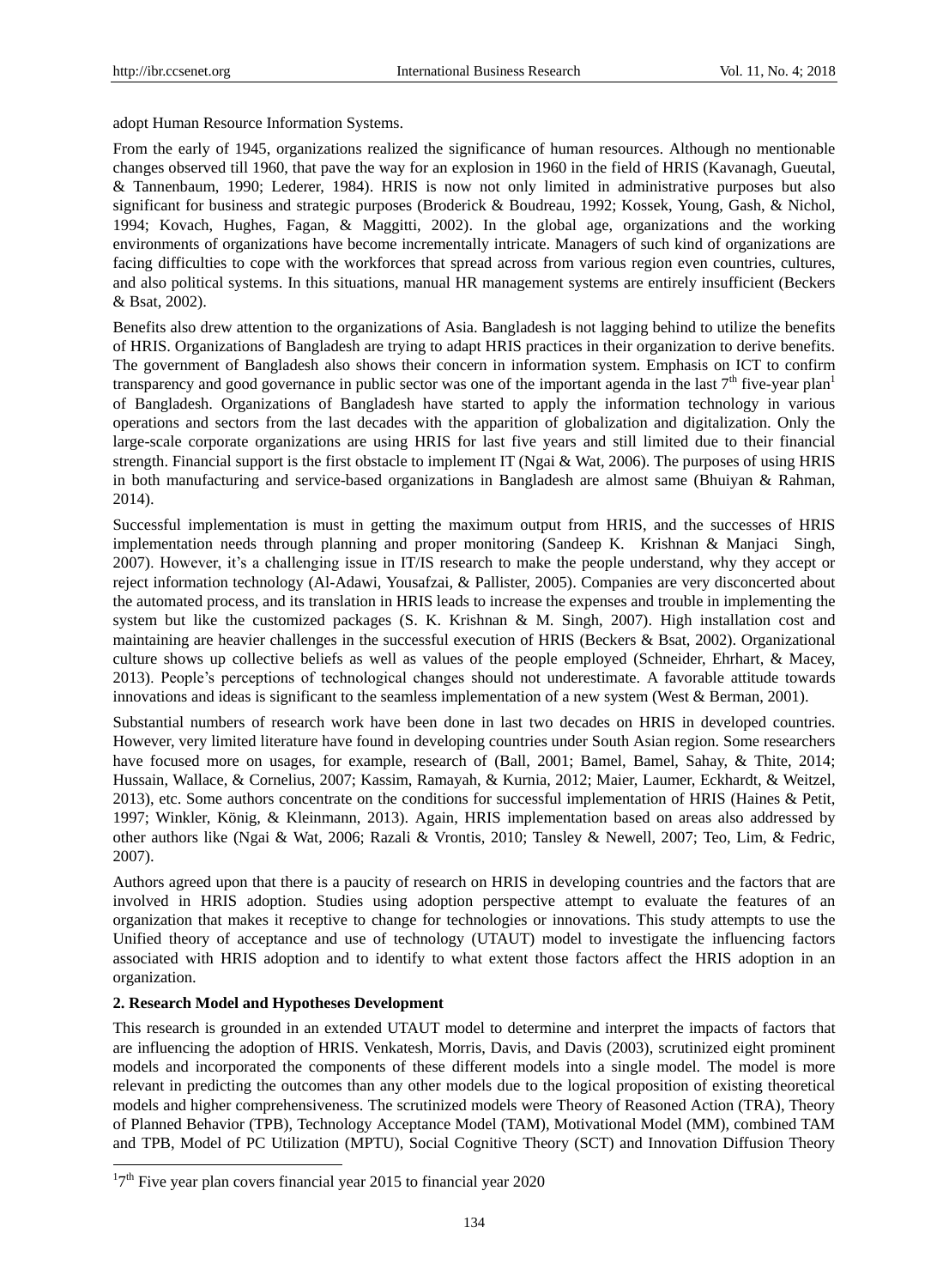adopt Human Resource Information Systems.

From the early of 1945, organizations realized the significance of human resources. Although no mentionable changes observed till 1960, that pave the way for an explosion in 1960 in the field of HRIS (Kavanagh, Gueutal, & Tannenbaum, 1990; Lederer, 1984). HRIS is now not only limited in administrative purposes but also significant for business and strategic purposes (Broderick & Boudreau, 1992; Kossek, Young, Gash, & Nichol, 1994; Kovach, Hughes, Fagan, & Maggitti, 2002). In the global age, organizations and the working environments of organizations have become incrementally intricate. Managers of such kind of organizations are facing difficulties to cope with the workforces that spread across from various region even countries, cultures, and also political systems. In this situations, manual HR management systems are entirely insufficient (Beckers & Bsat, 2002).

Benefits also drew attention to the organizations of Asia. Bangladesh is not lagging behind to utilize the benefits of HRIS. Organizations of Bangladesh are trying to adapt HRIS practices in their organization to derive benefits. The government of Bangladesh also shows their concern in information system. Emphasis on ICT to confirm transparency and good governance in public sector was one of the important agenda in the last 7th five-year plan[1] of Bangladesh. Organizations of Bangladesh have started to apply the information technology in various operations and sectors from the last decades with the apparition of globalization and digitalization. Only the large-scale corporate organizations are using HRIS for last five years and still limited due to their financial strength. Financial support is the first obstacle to implement IT (Ngai & Wat, 2006). The purposes of using HRIS in both manufacturing and service-based organizations in Bangladesh are almost same (Bhuiyan & Rahman, 2014).

Successful implementation is must in getting the maximum output from HRIS, and the successes of HRIS implementation needs through planning and proper monitoring (Sandeep K. Krishnan & Manjaci Singh, 2007). However, it's a challenging issue in IT/IS research to make the people understand, why they accept or reject information technology (Al-Adawi, Yousafzai, & Pallister, 2005). Companies are very disconcerted about the automated process, and its translation in HRIS leads to increase the expenses and trouble in implementing the system but like the customized packages (S. K. Krishnan & M. Singh, 2007). High installation cost and maintaining are heavier challenges in the successful execution of HRIS (Beckers & Bsat, 2002). Organizational culture shows up collective beliefs as well as values of the people employed (Schneider, Ehrhart, & Macey, 2013). People's perceptions of technological changes should not underestimate. A favorable attitude towards innovations and ideas is significant to the seamless implementation of a new system (West & Berman, 2001).

Substantial numbers of research work have been done in last two decades on HRIS in developed countries. However, very limited literature have found in developing countries under South Asian region. Some researchers have focused more on usages, for example, research of (Ball, 2001; Bamel, Bamel, Sahay, & Thite, 2014; Hussain, Wallace, & Cornelius, 2007; Kassim, Ramayah, & Kurnia, 2012; Maier, Laumer, Eckhardt, & Weitzel, 2013), etc. Some authors concentrate on the conditions for successful implementation of HRIS (Haines & Petit, 1997; Winkler, König, & Kleinmann, 2013). Again, HRIS implementation based on areas also addressed by other authors like (Ngai & Wat, 2006; Razali & Vrontis, 2010; Tansley & Newell, 2007; Teo, Lim, & Fedric, 2007).

Authors agreed upon that there is a paucity of research on HRIS in developing countries and the factors that are involved in HRIS adoption. Studies using adoption perspective attempt to evaluate the features of an organization that makes it receptive to change for technologies or innovations. This study attempts to use the Unified theory of acceptance and use of technology (UTAUT) model to investigate the influencing factors associated with HRIS adoption and to identify to what extent those factors affect the HRIS adoption in an organization.

## 2. Research Model and Hypotheses Development

This research is grounded in an extended UTAUT model to determine and interpret the impacts of factors that are influencing the adoption of HRIS. Venkatesh, Morris, Davis, and Davis (2003), scrutinized eight prominent models and incorporated the components of these different models into a single model. The model is more relevant in predicting the outcomes than any other models due to the logical proposition of existing theoretical models and higher comprehensiveness. The scrutinized models were Theory of Reasoned Action (TRA), Theory of Planned Behavior (TPB), Technology Acceptance Model (TAM), Motivational Model (MM), combined TAM and TPB, Model of PC Utilization (MPTU), Social Cognitive Theory (SCT) and Innovation Diffusion Theory

---

[1] 7th Five year plan covers financial year 2015 to financial year 2020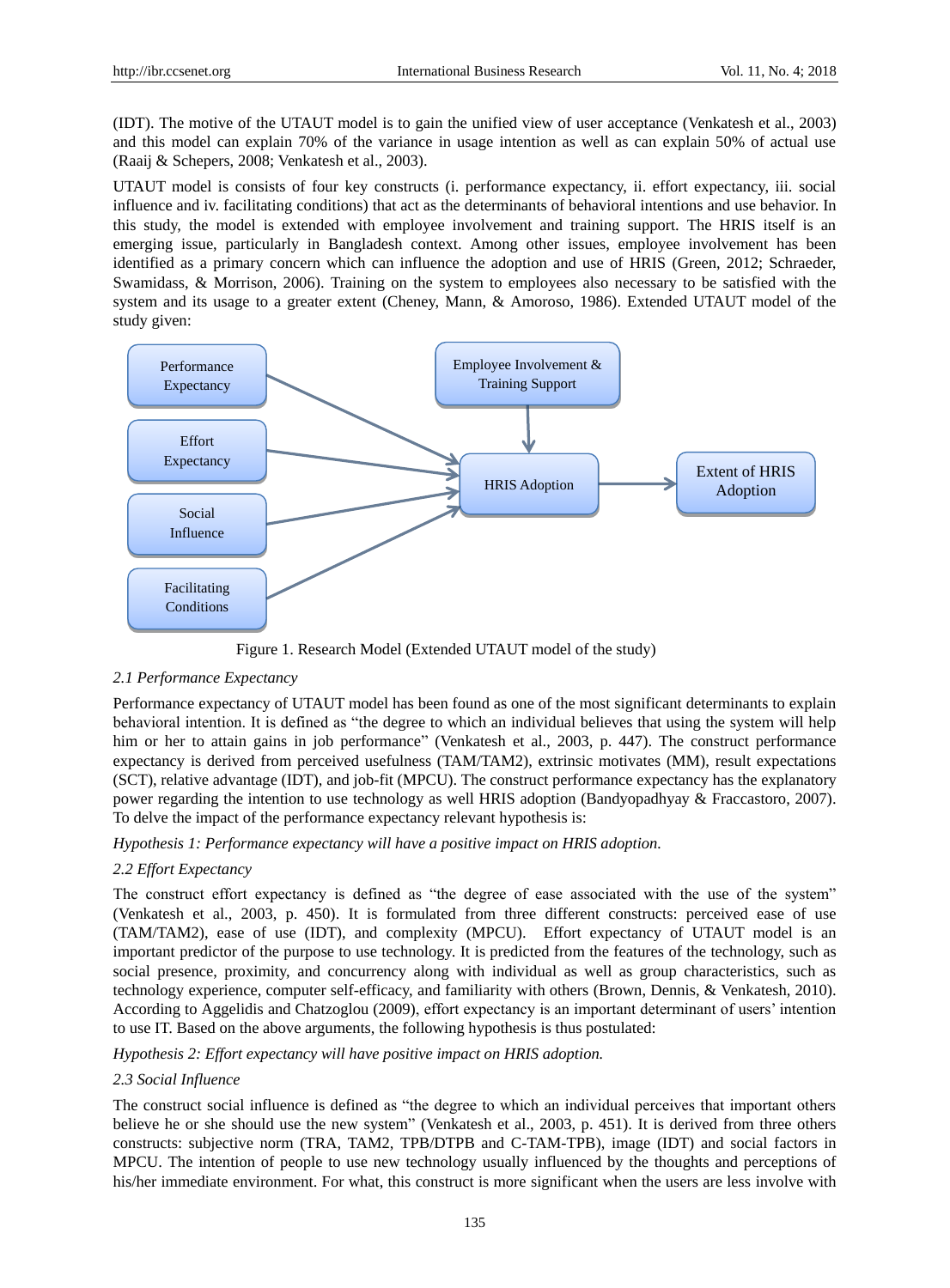(IDT). The motive of the UTAUT model is to gain the unified view of user acceptance (Venkatesh et al., 2003) and this model can explain 70% of the variance in usage intention as well as can explain 50% of actual use (Raaij & Schepers, 2008; Venkatesh et al., 2003).

UTAUT model is consists of four key constructs (i. performance expectancy, ii. effort expectancy, iii. social influence and iv. facilitating conditions) that act as the determinants of behavioral intentions and use behavior. In this study, the model is extended with employee involvement and training support. The HRIS itself is an emerging issue, particularly in Bangladesh context. Among other issues, employee involvement has been identified as a primary concern which can influence the adoption and use of HRIS (Green, 2012; Schraeder, Swamidass, & Morrison, 2006). Training on the system to employees also necessary to be satisfied with the system and its usage to a greater extent (Cheney, Mann, & Amoroso, 1986). Extended UTAUT model of the study given:

Figure 1. Research Model (Extended UTAUT model of the study)

### *2.1 Performance Expectancy*

Performance expectancy of UTAUT model has been found as one of the most significant determinants to explain behavioral intention. It is defined as "the degree to which an individual believes that using the system will help him or her to attain gains in job performance" (Venkatesh et al., 2003, p. 447). The construct performance expectancy is derived from perceived usefulness (TAM/TAM2), extrinsic motivates (MM), result expectations (SCT), relative advantage (IDT), and job-fit (MPCU). The construct performance expectancy has the explanatory power regarding the intention to use technology as well HRIS adoption (Bandyopadhyay & Fraccastoro, 2007). To delve the impact of the performance expectancy relevant hypothesis is:

*Hypothesis 1: Performance expectancy will have a positive impact on HRIS adoption.*

### *2.2 Effort Expectancy*

The construct effort expectancy is defined as "the degree of ease associated with the use of the system" (Venkatesh et al., 2003, p. 450). It is formulated from three different constructs: perceived ease of use (TAM/TAM2), ease of use (IDT), and complexity (MPCU). Effort expectancy of UTAUT model is an important predictor of the purpose to use technology. It is predicted from the features of the technology, such as social presence, proximity, and concurrency along with individual as well as group characteristics, such as technology experience, computer self-efficacy, and familiarity with others (Brown, Dennis, & Venkatesh, 2010). According to Aggelidis and Chatzoglou (2009), effort expectancy is an important determinant of users' intention to use IT. Based on the above arguments, the following hypothesis is thus postulated:

*Hypothesis 2: Effort expectancy will have positive impact on HRIS adoption.*

### *2.3 Social Influence*

The construct social influence is defined as "the degree to which an individual perceives that important others believe he or she should use the new system" (Venkatesh et al., 2003, p. 451). It is derived from three others constructs: subjective norm (TRA, TAM2, TPB/DTPB and C-TAM-TPB), image (IDT) and social factors in MPCU. The intention of people to use new technology usually influenced by the thoughts and perceptions of his/her immediate environment. For what, this construct is more significant when the users are less involve with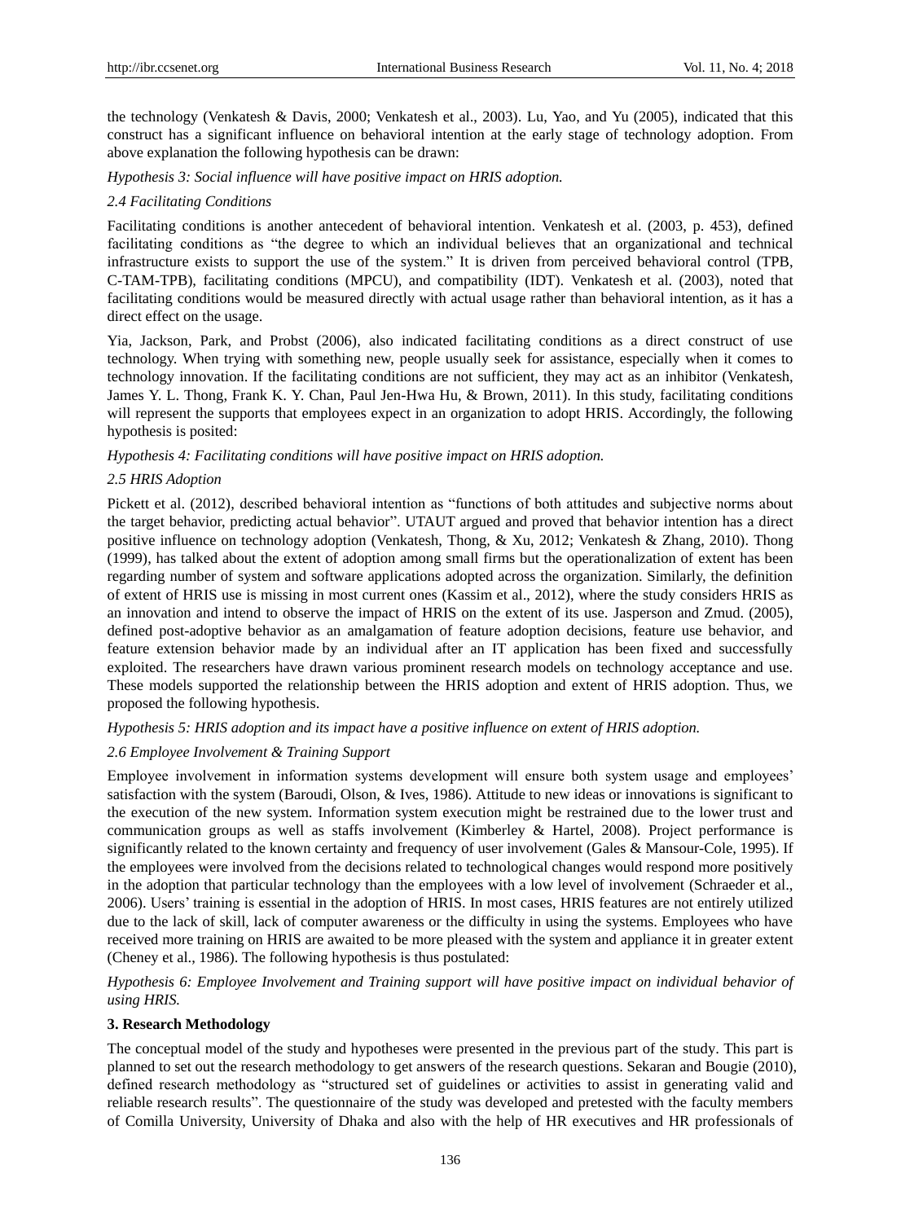the technology (Venkatesh & Davis, 2000; Venkatesh et al., 2003). Lu, Yao, and Yu (2005), indicated that this construct has a significant influence on behavioral intention at the early stage of technology adoption. From above explanation the following hypothesis can be drawn:

*Hypothesis 3: Social influence will have positive impact on HRIS adoption.*

### 2.4 Facilitating Conditions

Facilitating conditions is another antecedent of behavioral intention. Venkatesh et al. (2003, p. 453), defined facilitating conditions as "the degree to which an individual believes that an organizational and technical infrastructure exists to support the use of the system." It is driven from perceived behavioral control (TPB, C-TAM-TPB), facilitating conditions (MPCU), and compatibility (IDT). Venkatesh et al. (2003), noted that facilitating conditions would be measured directly with actual usage rather than behavioral intention, as it has a direct effect on the usage.

Yia, Jackson, Park, and Probst (2006), also indicated facilitating conditions as a direct construct of use technology. When trying with something new, people usually seek for assistance, especially when it comes to technology innovation. If the facilitating conditions are not sufficient, they may act as an inhibitor (Venkatesh, James Y. L. Thong, Frank K. Y. Chan, Paul Jen-Hwa Hu, & Brown, 2011). In this study, facilitating conditions will represent the supports that employees expect in an organization to adopt HRIS. Accordingly, the following hypothesis is posited:

*Hypothesis 4: Facilitating conditions will have positive impact on HRIS adoption.*

### 2.5 HRIS Adoption

Pickett et al. (2012), described behavioral intention as "functions of both attitudes and subjective norms about the target behavior, predicting actual behavior". UTAUT argued and proved that behavior intention has a direct positive influence on technology adoption (Venkatesh, Thong, & Xu, 2012; Venkatesh & Zhang, 2010). Thong (1999), has talked about the extent of adoption among small firms but the operationalization of extent has been regarding number of system and software applications adopted across the organization. Similarly, the definition of extent of HRIS use is missing in most current ones (Kassim et al., 2012), where the study considers HRIS as an innovation and intend to observe the impact of HRIS on the extent of its use. Jasperson and Zmud. (2005), defined post-adoptive behavior as an amalgamation of feature adoption decisions, feature use behavior, and feature extension behavior made by an individual after an IT application has been fixed and successfully exploited. The researchers have drawn various prominent research models on technology acceptance and use. These models supported the relationship between the HRIS adoption and extent of HRIS adoption. Thus, we proposed the following hypothesis.

*Hypothesis 5: HRIS adoption and its impact have a positive influence on extent of HRIS adoption.*

### 2.6 Employee Involvement & Training Support

Employee involvement in information systems development will ensure both system usage and employees' satisfaction with the system (Baroudi, Olson, & Ives, 1986). Attitude to new ideas or innovations is significant to the execution of the new system. Information system execution might be restrained due to the lower trust and communication groups as well as staffs involvement (Kimberley & Hartel, 2008). Project performance is significantly related to the known certainty and frequency of user involvement (Gales & Mansour-Cole, 1995). If the employees were involved from the decisions related to technological changes would respond more positively in the adoption that particular technology than the employees with a low level of involvement (Schraeder et al., 2006). Users' training is essential in the adoption of HRIS. In most cases, HRIS features are not entirely utilized due to the lack of skill, lack of computer awareness or the difficulty in using the systems. Employees who have received more training on HRIS are awaited to be more pleased with the system and appliance it in greater extent (Cheney et al., 1986). The following hypothesis is thus postulated:

*Hypothesis 6: Employee Involvement and Training support will have positive impact on individual behavior of using HRIS.*

## 3. Research Methodology

The conceptual model of the study and hypotheses were presented in the previous part of the study. This part is planned to set out the research methodology to get answers of the research questions. Sekaran and Bougie (2010), defined research methodology as "structured set of guidelines or activities to assist in generating valid and reliable research results". The questionnaire of the study was developed and pretested with the faculty members of Comilla University, University of Dhaka and also with the help of HR executives and HR professionals of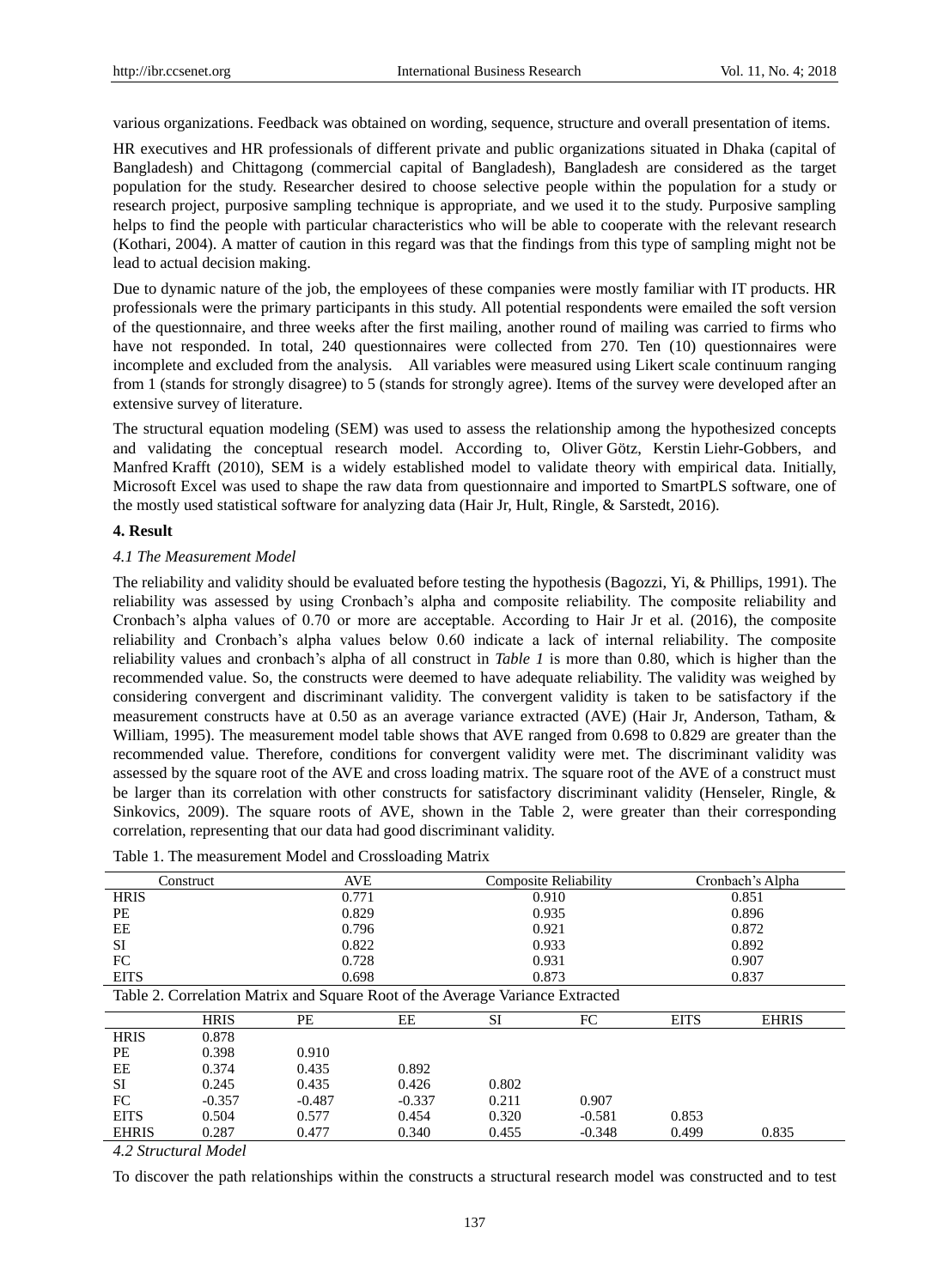various organizations. Feedback was obtained on wording, sequence, structure and overall presentation of items.

HR executives and HR professionals of different private and public organizations situated in Dhaka (capital of Bangladesh) and Chittagong (commercial capital of Bangladesh), Bangladesh are considered as the target population for the study. Researcher desired to choose selective people within the population for a study or research project, purposive sampling technique is appropriate, and we used it to the study. Purposive sampling helps to find the people with particular characteristics who will be able to cooperate with the relevant research (Kothari, 2004). A matter of caution in this regard was that the findings from this type of sampling might not be lead to actual decision making.

Due to dynamic nature of the job, the employees of these companies were mostly familiar with IT products. HR professionals were the primary participants in this study. All potential respondents were emailed the soft version of the questionnaire, and three weeks after the first mailing, another round of mailing was carried to firms who have not responded. In total, 240 questionnaires were collected from 270. Ten (10) questionnaires were incomplete and excluded from the analysis. All variables were measured using Likert scale continuum ranging from 1 (stands for strongly disagree) to 5 (stands for strongly agree). Items of the survey were developed after an extensive survey of literature.

The structural equation modeling (SEM) was used to assess the relationship among the hypothesized concepts and validating the conceptual research model. According to, Oliver Götz, Kerstin Liehr-Gobbers, and Manfred Krafft (2010), SEM is a widely established model to validate theory with empirical data. Initially, Microsoft Excel was used to shape the raw data from questionnaire and imported to SmartPLS software, one of the mostly used statistical software for analyzing data (Hair Jr, Hult, Ringle, & Sarstedt, 2016).

## 4. Result

### *4.1 The Measurement Model*

The reliability and validity should be evaluated before testing the hypothesis (Bagozzi, Yi, & Phillips, 1991). The reliability was assessed by using Cronbach's alpha and composite reliability. The composite reliability and Cronbach's alpha values of 0.70 or more are acceptable. According to Hair Jr et al. (2016), the composite reliability and Cronbach's alpha values below 0.60 indicate a lack of internal reliability. The composite reliability values and cronbach's alpha of all construct in *Table 1* is more than 0.80, which is higher than the recommended value. So, the constructs were deemed to have adequate reliability. The validity was weighed by considering convergent and discriminant validity. The convergent validity is taken to be satisfactory if the measurement constructs have at 0.50 as an average variance extracted (AVE) (Hair Jr, Anderson, Tatham, & William, 1995). The measurement model table shows that AVE ranged from 0.698 to 0.829 are greater than the recommended value. Therefore, conditions for convergent validity were met. The discriminant validity was assessed by the square root of the AVE and cross loading matrix. The square root of the AVE of a construct must be larger than its correlation with other constructs for satisfactory discriminant validity (Henseler, Ringle, & Sinkovics, 2009). The square roots of AVE, shown in the Table 2, were greater than their corresponding correlation, representing that our data had good discriminant validity.

Table 1. The measurement Model and Crossloading Matrix

| Construct | AVE | Composite Reliability | Cronbach's Alpha |
|---|---|---|---|
| HRIS | 0.771 | 0.910 | 0.851 |
| PE | 0.829 | 0.935 | 0.896 |
| EE | 0.796 | 0.921 | 0.872 |
| SI | 0.822 | 0.933 | 0.892 |
| FC | 0.728 | 0.931 | 0.907 |
| EITS | 0.698 | 0.873 | 0.837 |

Table 2. Correlation Matrix and Square Root of the Average Variance Extracted

| | HRIS | PE | EE | SI | FC | EITS | EHRIS |
|---|---|---|---|---|---|---|---|
| HRIS | 0.878 | | | | | | |
| PE | 0.398 | 0.910 | | | | | |
| EE | 0.374 | 0.435 | 0.892 | | | | |
| SI | 0.245 | 0.435 | 0.426 | 0.802 | | | |
| FC | -0.357 | -0.487 | -0.337 | 0.211 | 0.907 | | |
| EITS | 0.504 | 0.577 | 0.454 | 0.320 | -0.581 | 0.853 | |
| EHRIS | 0.287 | 0.477 | 0.340 | 0.455 | -0.348 | 0.499 | 0.835 |

### *4.2 Structural Model*

To discover the path relationships within the constructs a structural research model was constructed and to test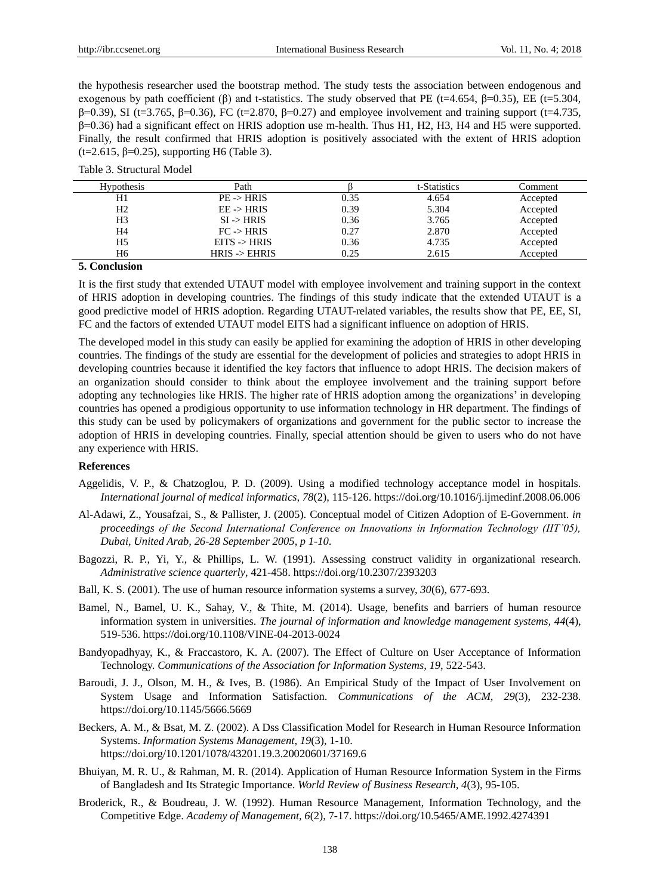the hypothesis researcher used the bootstrap method. The study tests the association between endogenous and exogenous by path coefficient (β) and t-statistics. The study observed that PE (t=4.654, β=0.35), EE (t=5.304, β=0.39), SI (t=3.765, β=0.36), FC (t=2.870, β=0.27) and employee involvement and training support (t=4.735, β=0.36) had a significant effect on HRIS adoption use m-health. Thus H1, H2, H3, H4 and H5 were supported. Finally, the result confirmed that HRIS adoption is positively associated with the extent of HRIS adoption (t=2.615, β=0.25), supporting H6 (Table 3).

Table 3. Structural Model

| Hypothesis | Path | β | t-Statistics | Comment |
|---|---|---|---|---|
| H1 | PE -> HRIS | 0.35 | 4.654 | Accepted |
| H2 | EE -> HRIS | 0.39 | 5.304 | Accepted |
| H3 | SI -> HRIS | 0.36 | 3.765 | Accepted |
| H4 | FC -> HRIS | 0.27 | 2.870 | Accepted |
| H5 | EITS -> HRIS | 0.36 | 4.735 | Accepted |
| H6 | HRIS -> EHRIS | 0.25 | 2.615 | Accepted |

## 5. Conclusion

It is the first study that extended UTAUT model with employee involvement and training support in the context of HRIS adoption in developing countries. The findings of this study indicate that the extended UTAUT is a good predictive model of HRIS adoption. Regarding UTAUT-related variables, the results show that PE, EE, SI, FC and the factors of extended UTAUT model EITS had a significant influence on adoption of HRIS.

The developed model in this study can easily be applied for examining the adoption of HRIS in other developing countries. The findings of the study are essential for the development of policies and strategies to adopt HRIS in developing countries because it identified the key factors that influence to adopt HRIS. The decision makers of an organization should consider to think about the employee involvement and the training support before adopting any technologies like HRIS. The higher rate of HRIS adoption among the organizations' in developing countries has opened a prodigious opportunity to use information technology in HR department. The findings of this study can be used by policymakers of organizations and government for the public sector to increase the adoption of HRIS in developing countries. Finally, special attention should be given to users who do not have any experience with HRIS.

## References

Aggelidis, V. P., & Chatzoglou, P. D. (2009). Using a modified technology acceptance model in hospitals. *International journal of medical informatics, 78*(2), 115-126. https://doi.org/10.1016/j.ijmedinf.2008.06.006

Al-Adawi, Z., Yousafzai, S., & Pallister, J. (2005). Conceptual model of Citizen Adoption of E-Government. *in proceedings of the Second International Conference on Innovations in Information Technology (IIT'05), Dubai, United Arab, 26-28 September 2005, p 1-10.*

Bagozzi, R. P., Yi, Y., & Phillips, L. W. (1991). Assessing construct validity in organizational research. *Administrative science quarterly*, 421-458. https://doi.org/10.2307/2393203

Ball, K. S. (2001). The use of human resource information systems a survey, *30*(6), 677-693.

Bamel, N., Bamel, U. K., Sahay, V., & Thite, M. (2014). Usage, benefits and barriers of human resource information system in universities. *The journal of information and knowledge management systems, 44*(4), 519-536. https://doi.org/10.1108/VINE-04-2013-0024

Bandyopadhyay, K., & Fraccastoro, K. A. (2007). The Effect of Culture on User Acceptance of Information Technology. *Communications of the Association for Information Systems, 19*, 522-543.

Baroudi, J. J., Olson, M. H., & Ives, B. (1986). An Empirical Study of the Impact of User Involvement on System Usage and Information Satisfaction. *Communications of the ACM, 29*(3), 232-238. https://doi.org/10.1145/5666.5669

Beckers, A. M., & Bsat, M. Z. (2002). A Dss Classification Model for Research in Human Resource Information Systems. *Information Systems Management, 19*(3), 1-10. https://doi.org/10.1201/1078/43201.19.3.20020601/37169.6

Bhuiyan, M. R. U., & Rahman, M. R. (2014). Application of Human Resource Information System in the Firms of Bangladesh and Its Strategic Importance. *World Review of Business Research, 4*(3), 95-105.

Broderick, R., & Boudreau, J. W. (1992). Human Resource Management, Information Technology, and the Competitive Edge. *Academy of Management, 6*(2), 7-17. https://doi.org/10.5465/AME.1992.4274391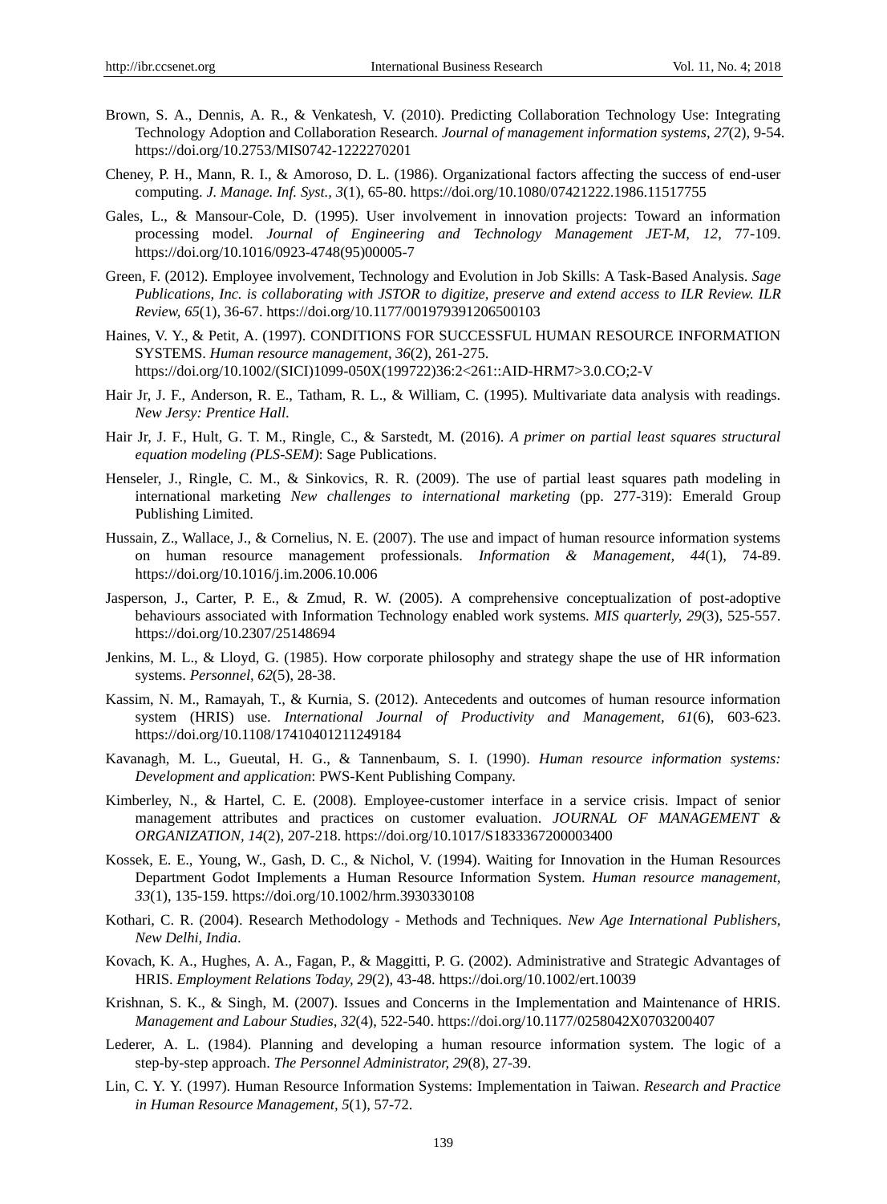Brown, S. A., Dennis, A. R., & Venkatesh, V. (2010). Predicting Collaboration Technology Use: Integrating Technology Adoption and Collaboration Research. *Journal of management information systems, 27*(2), 9-54. https://doi.org/10.2753/MIS0742-1222270201

Cheney, P. H., Mann, R. I., & Amoroso, D. L. (1986). Organizational factors affecting the success of end-user computing. *J. Manage. Inf. Syst., 3*(1), 65-80. https://doi.org/10.1080/07421222.1986.11517755

Gales, L., & Mansour-Cole, D. (1995). User involvement in innovation projects: Toward an information processing model. *Journal of Engineering and Technology Management JET-M, 12*, 77-109. https://doi.org/10.1016/0923-4748(95)00005-7

Green, F. (2012). Employee involvement, Technology and Evolution in Job Skills: A Task-Based Analysis. *Sage Publications, Inc. is collaborating with JSTOR to digitize, preserve and extend access to ILR Review. ILR Review, 65*(1), 36-67. https://doi.org/10.1177/001979391206500103

Haines, V. Y., & Petit, A. (1997). CONDITIONS FOR SUCCESSFUL HUMAN RESOURCE INFORMATION SYSTEMS. *Human resource management, 36*(2), 261-275. https://doi.org/10.1002/(SICI)1099-050X(199722)36:2<261::AID-HRM7>3.0.CO;2-V

Hair Jr, J. F., Anderson, R. E., Tatham, R. L., & William, C. (1995). Multivariate data analysis with readings. *New Jersy: Prentice Hall.*

Hair Jr, J. F., Hult, G. T. M., Ringle, C., & Sarstedt, M. (2016). *A primer on partial least squares structural equation modeling (PLS-SEM)*: Sage Publications.

Henseler, J., Ringle, C. M., & Sinkovics, R. R. (2009). The use of partial least squares path modeling in international marketing *New challenges to international marketing* (pp. 277-319): Emerald Group Publishing Limited.

Hussain, Z., Wallace, J., & Cornelius, N. E. (2007). The use and impact of human resource information systems on human resource management professionals. *Information & Management, 44*(1), 74-89. https://doi.org/10.1016/j.im.2006.10.006

Jasperson, J., Carter, P. E., & Zmud, R. W. (2005). A comprehensive conceptualization of post-adoptive behaviours associated with Information Technology enabled work systems. *MIS quarterly, 29*(3), 525-557. https://doi.org/10.2307/25148694

Jenkins, M. L., & Lloyd, G. (1985). How corporate philosophy and strategy shape the use of HR information systems. *Personnel, 62*(5), 28-38.

Kassim, N. M., Ramayah, T., & Kurnia, S. (2012). Antecedents and outcomes of human resource information system (HRIS) use. *International Journal of Productivity and Management, 61*(6), 603-623. https://doi.org/10.1108/17410401211249184

Kavanagh, M. L., Gueutal, H. G., & Tannenbaum, S. I. (1990). *Human resource information systems: Development and application*: PWS-Kent Publishing Company.

Kimberley, N., & Hartel, C. E. (2008). Employee-customer interface in a service crisis. Impact of senior management attributes and practices on customer evaluation. *JOURNAL OF MANAGEMENT & ORGANIZATION, 14*(2), 207-218. https://doi.org/10.1017/S1833367200003400

Kossek, E. E., Young, W., Gash, D. C., & Nichol, V. (1994). Waiting for Innovation in the Human Resources Department Godot Implements a Human Resource Information System. *Human resource management, 33*(1), 135-159. https://doi.org/10.1002/hrm.3930330108

Kothari, C. R. (2004). Research Methodology - Methods and Techniques. *New Age International Publishers, New Delhi, India*.

Kovach, K. A., Hughes, A. A., Fagan, P., & Maggitti, P. G. (2002). Administrative and Strategic Advantages of HRIS. *Employment Relations Today, 29*(2), 43-48. https://doi.org/10.1002/ert.10039

Krishnan, S. K., & Singh, M. (2007). Issues and Concerns in the Implementation and Maintenance of HRIS. *Management and Labour Studies, 32*(4), 522-540. https://doi.org/10.1177/0258042X0703200407

Lederer, A. L. (1984). Planning and developing a human resource information system. The logic of a step-by-step approach. *The Personnel Administrator, 29*(8), 27-39.

Lin, C. Y. Y. (1997). Human Resource Information Systems: Implementation in Taiwan. *Research and Practice in Human Resource Management, 5*(1), 57-72.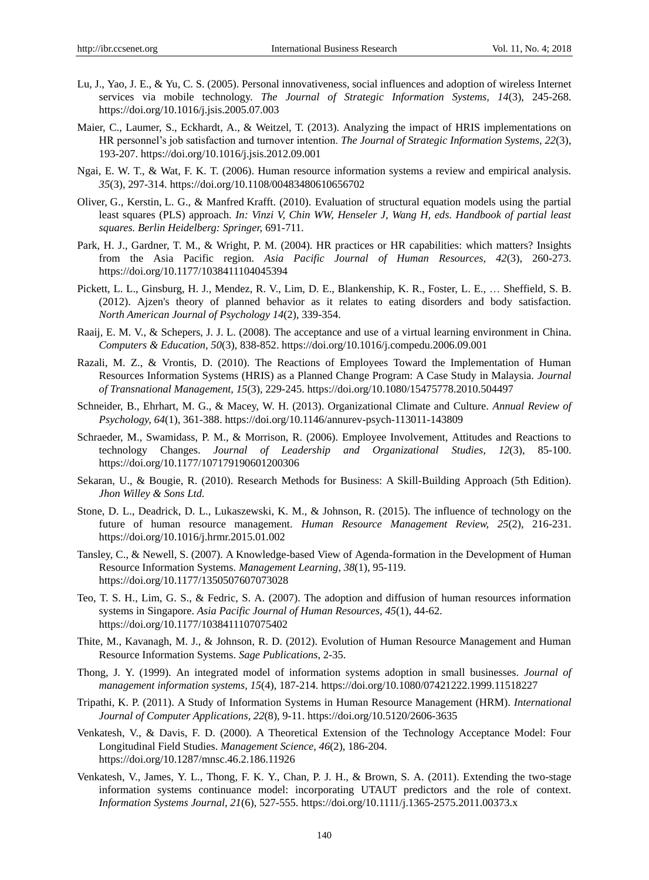Lu, J., Yao, J. E., & Yu, C. S. (2005). Personal innovativeness, social influences and adoption of wireless Internet services via mobile technology. *The Journal of Strategic Information Systems*, *14*(3), 245-268. https://doi.org/10.1016/j.jsis.2005.07.003

Maier, C., Laumer, S., Eckhardt, A., & Weitzel, T. (2013). Analyzing the impact of HRIS implementations on HR personnel's job satisfaction and turnover intention. *The Journal of Strategic Information Systems*, *22*(3), 193-207. https://doi.org/10.1016/j.jsis.2012.09.001

Ngai, E. W. T., & Wat, F. K. T. (2006). Human resource information systems a review and empirical analysis. *35*(3), 297-314. https://doi.org/10.1108/00483480610656702

Oliver, G., Kerstin, L. G., & Manfred Krafft. (2010). Evaluation of structural equation models using the partial least squares (PLS) approach. *In: Vinzi V, Chin WW, Henseler J, Wang H, eds. Handbook of partial least squares. Berlin Heidelberg: Springer,* 691-711.

Park, H. J., Gardner, T. M., & Wright, P. M. (2004). HR practices or HR capabilities: which matters? Insights from the Asia Pacific region. *Asia Pacific Journal of Human Resources*, *42*(3), 260-273. https://doi.org/10.1177/1038411104045394

Pickett, L. L., Ginsburg, H. J., Mendez, R. V., Lim, D. E., Blankenship, K. R., Foster, L. E., … Sheffield, S. B. (2012). Ajzen's theory of planned behavior as it relates to eating disorders and body satisfaction. *North American Journal of Psychology 14*(2), 339-354.

Raaij, E. M. V., & Schepers, J. J. L. (2008). The acceptance and use of a virtual learning environment in China. *Computers & Education, 50*(3), 838-852. https://doi.org/10.1016/j.compedu.2006.09.001

Razali, M. Z., & Vrontis, D. (2010). The Reactions of Employees Toward the Implementation of Human Resources Information Systems (HRIS) as a Planned Change Program: A Case Study in Malaysia. *Journal of Transnational Management, 15*(3), 229-245. https://doi.org/10.1080/15475778.2010.504497

Schneider, B., Ehrhart, M. G., & Macey, W. H. (2013). Organizational Climate and Culture. *Annual Review of Psychology, 64*(1), 361-388. https://doi.org/10.1146/annurev-psych-113011-143809

Schraeder, M., Swamidass, P. M., & Morrison, R. (2006). Employee Involvement, Attitudes and Reactions to technology Changes. *Journal of Leadership and Organizational Studies, 12*(3), 85-100. https://doi.org/10.1177/107179190601200306

Sekaran, U., & Bougie, R. (2010). Research Methods for Business: A Skill-Building Approach (5th Edition). *Jhon Willey & Sons Ltd.*

Stone, D. L., Deadrick, D. L., Lukaszewski, K. M., & Johnson, R. (2015). The influence of technology on the future of human resource management. *Human Resource Management Review, 25*(2), 216-231. https://doi.org/10.1016/j.hrmr.2015.01.002

Tansley, C., & Newell, S. (2007). A Knowledge-based View of Agenda-formation in the Development of Human Resource Information Systems. *Management Learning, 38*(1), 95-119. https://doi.org/10.1177/1350507607073028

Teo, T. S. H., Lim, G. S., & Fedric, S. A. (2007). The adoption and diffusion of human resources information systems in Singapore. *Asia Pacific Journal of Human Resources, 45*(1), 44-62. https://doi.org/10.1177/1038411107075402

Thite, M., Kavanagh, M. J., & Johnson, R. D. (2012). Evolution of Human Resource Management and Human Resource Information Systems. *Sage Publications*, 2-35.

Thong, J. Y. (1999). An integrated model of information systems adoption in small businesses. *Journal of management information systems, 15*(4), 187-214. https://doi.org/10.1080/07421222.1999.11518227

Tripathi, K. P. (2011). A Study of Information Systems in Human Resource Management (HRM). *International Journal of Computer Applications, 22*(8), 9-11. https://doi.org/10.5120/2606-3635

Venkatesh, V., & Davis, F. D. (2000). A Theoretical Extension of the Technology Acceptance Model: Four Longitudinal Field Studies. *Management Science, 46*(2), 186-204. https://doi.org/10.1287/mnsc.46.2.186.11926

Venkatesh, V., James, Y. L., Thong, F. K. Y., Chan, P. J. H., & Brown, S. A. (2011). Extending the two-stage information systems continuance model: incorporating UTAUT predictors and the role of context. *Information Systems Journal, 21*(6), 527-555. https://doi.org/10.1111/j.1365-2575.2011.00373.x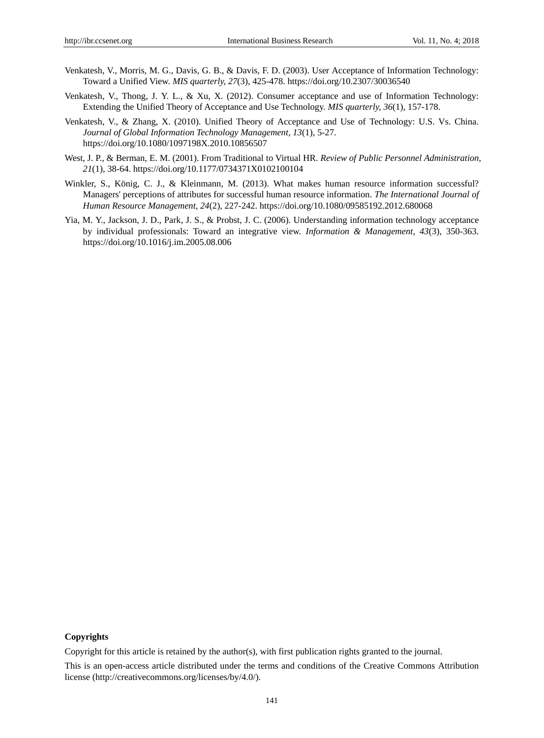Venkatesh, V., Morris, M. G., Davis, G. B., & Davis, F. D. (2003). User Acceptance of Information Technology: Toward a Unified View. *MIS quarterly, 27*(3), 425-478. https://doi.org/10.2307/30036540

Venkatesh, V., Thong, J. Y. L., & Xu, X. (2012). Consumer acceptance and use of Information Technology: Extending the Unified Theory of Acceptance and Use Technology. *MIS quarterly, 36*(1), 157-178.

Venkatesh, V., & Zhang, X. (2010). Unified Theory of Acceptance and Use of Technology: U.S. Vs. China. *Journal of Global Information Technology Management, 13*(1), 5-27. https://doi.org/10.1080/1097198X.2010.10856507

West, J. P., & Berman, E. M. (2001). From Traditional to Virtual HR. *Review of Public Personnel Administration, 21*(1), 38-64. https://doi.org/10.1177/0734371X0102100104

Winkler, S., König, C. J., & Kleinmann, M. (2013). What makes human resource information successful? Managers' perceptions of attributes for successful human resource information. *The International Journal of Human Resource Management, 24*(2), 227-242. https://doi.org/10.1080/09585192.2012.680068

Yia, M. Y., Jackson, J. D., Park, J. S., & Probst, J. C. (2006). Understanding information technology acceptance by individual professionals: Toward an integrative view. *Information & Management, 43*(3), 350-363. https://doi.org/10.1016/j.im.2005.08.006

**Copyrights**

Copyright for this article is retained by the author(s), with first publication rights granted to the journal.

This is an open-access article distributed under the terms and conditions of the Creative Commons Attribution license (http://creativecommons.org/licenses/by/4.0/).